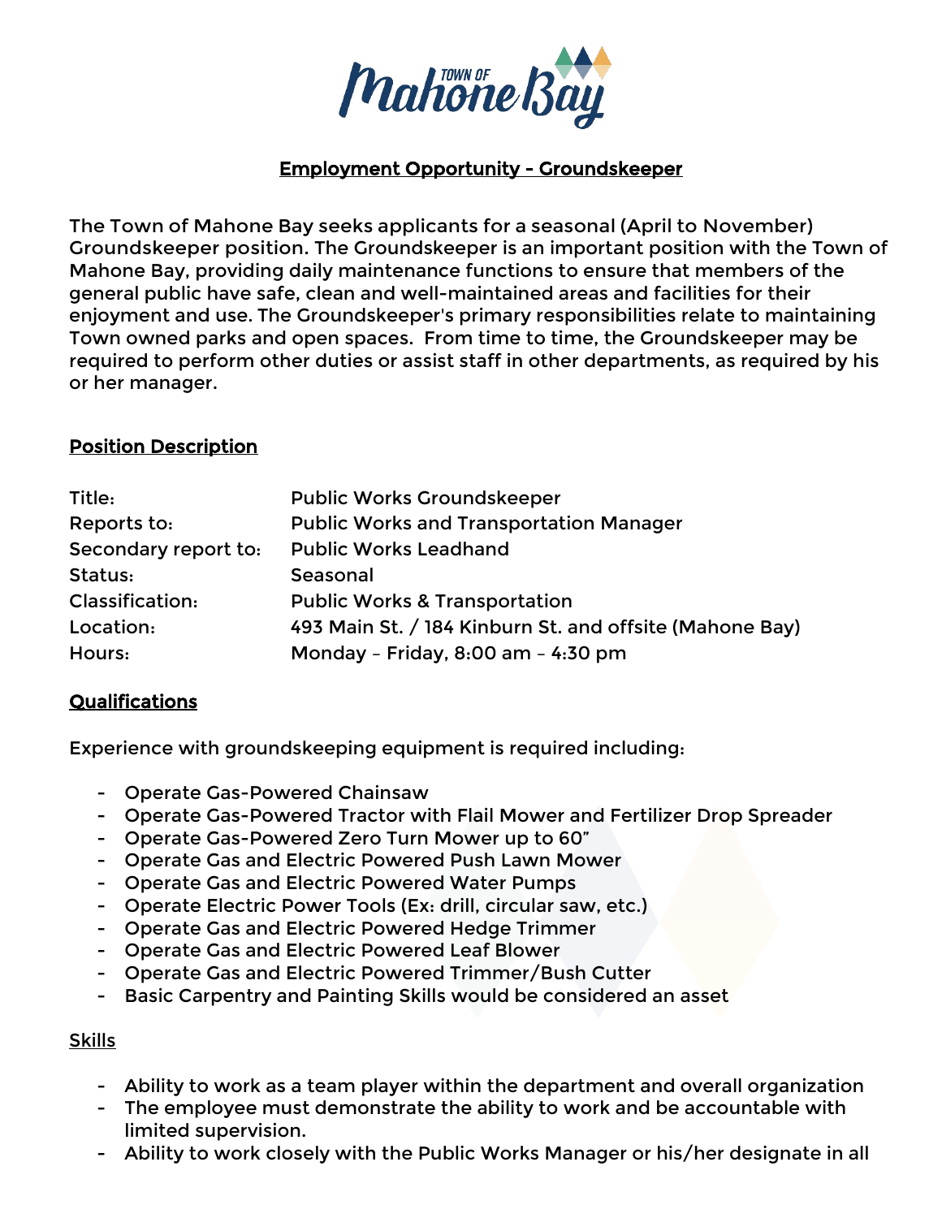# Employment Opportunity - Groundskeeper

The Town of Mahone Bay seeks applicants for a seasonal (April to November) Groundskeeper position. The Groundskeeper is an important position with the Town of Mahone Bay, providing daily maintenance functions to ensure that members of the general public have safe, clean and well-maintained areas and facilities for their enjoyment and use. The Groundskeeper's primary responsibilities relate to maintaining Town owned parks and open spaces. From time to time, the Groundskeeper may be required to perform other duties or assist staff in other departments, as required by his or her manager.

## Position Description

| | |
|---|---|
| Title: | Public Works Groundskeeper |
| Reports to: | Public Works and Transportation Manager |
| Secondary report to: | Public Works Leadhand |
| Status: | Seasonal |
| Classification: | Public Works & Transportation |
| Location: | 493 Main St. / 184 Kinburn St. and offsite (Mahone Bay) |
| Hours: | Monday – Friday, 8:00 am – 4:30 pm |

## Qualifications

Experience with groundskeeping equipment is required including:

- Operate Gas-Powered Chainsaw
- Operate Gas-Powered Tractor with Flail Mower and Fertilizer Drop Spreader
- Operate Gas-Powered Zero Turn Mower up to 60"
- Operate Gas and Electric Powered Push Lawn Mower
- Operate Gas and Electric Powered Water Pumps
- Operate Electric Power Tools (Ex: drill, circular saw, etc.)
- Operate Gas and Electric Powered Hedge Trimmer
- Operate Gas and Electric Powered Leaf Blower
- Operate Gas and Electric Powered Trimmer/Bush Cutter
- Basic Carpentry and Painting Skills would be considered an asset

### Skills

- Ability to work as a team player within the department and overall organization
- The employee must demonstrate the ability to work and be accountable with limited supervision.
- Ability to work closely with the Public Works Manager or his/her designate in all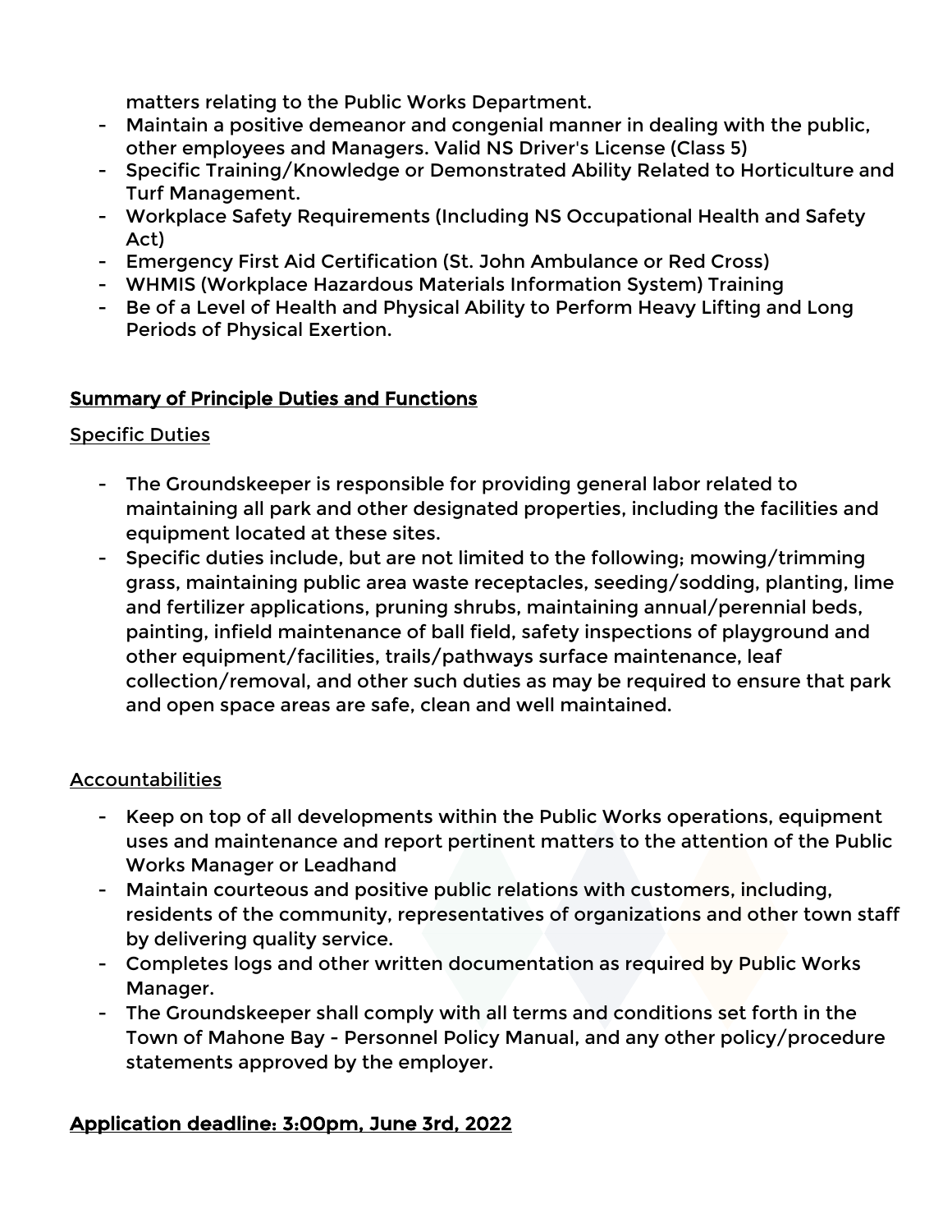matters relating to the Public Works Department.

- Maintain a positive demeanor and congenial manner in dealing with the public, other employees and Managers. Valid NS Driver's License (Class 5)
- Specific Training/Knowledge or Demonstrated Ability Related to Horticulture and Turf Management.
- Workplace Safety Requirements (Including NS Occupational Health and Safety Act)
- Emergency First Aid Certification (St. John Ambulance or Red Cross)
- WHMIS (Workplace Hazardous Materials Information System) Training
- Be of a Level of Health and Physical Ability to Perform Heavy Lifting and Long Periods of Physical Exertion.

## Summary of Principle Duties and Functions

### Specific Duties

- The Groundskeeper is responsible for providing general labor related to maintaining all park and other designated properties, including the facilities and equipment located at these sites.
- Specific duties include, but are not limited to the following; mowing/trimming grass, maintaining public area waste receptacles, seeding/sodding, planting, lime and fertilizer applications, pruning shrubs, maintaining annual/perennial beds, painting, infield maintenance of ball field, safety inspections of playground and other equipment/facilities, trails/pathways surface maintenance, leaf collection/removal, and other such duties as may be required to ensure that park and open space areas are safe, clean and well maintained.

### Accountabilities

- Keep on top of all developments within the Public Works operations, equipment uses and maintenance and report pertinent matters to the attention of the Public Works Manager or Leadhand
- Maintain courteous and positive public relations with customers, including, residents of the community, representatives of organizations and other town staff by delivering quality service.
- Completes logs and other written documentation as required by Public Works Manager.
- The Groundskeeper shall comply with all terms and conditions set forth in the Town of Mahone Bay - Personnel Policy Manual, and any other policy/procedure statements approved by the employer.

## Application deadline: 3:00pm, June 3rd, 2022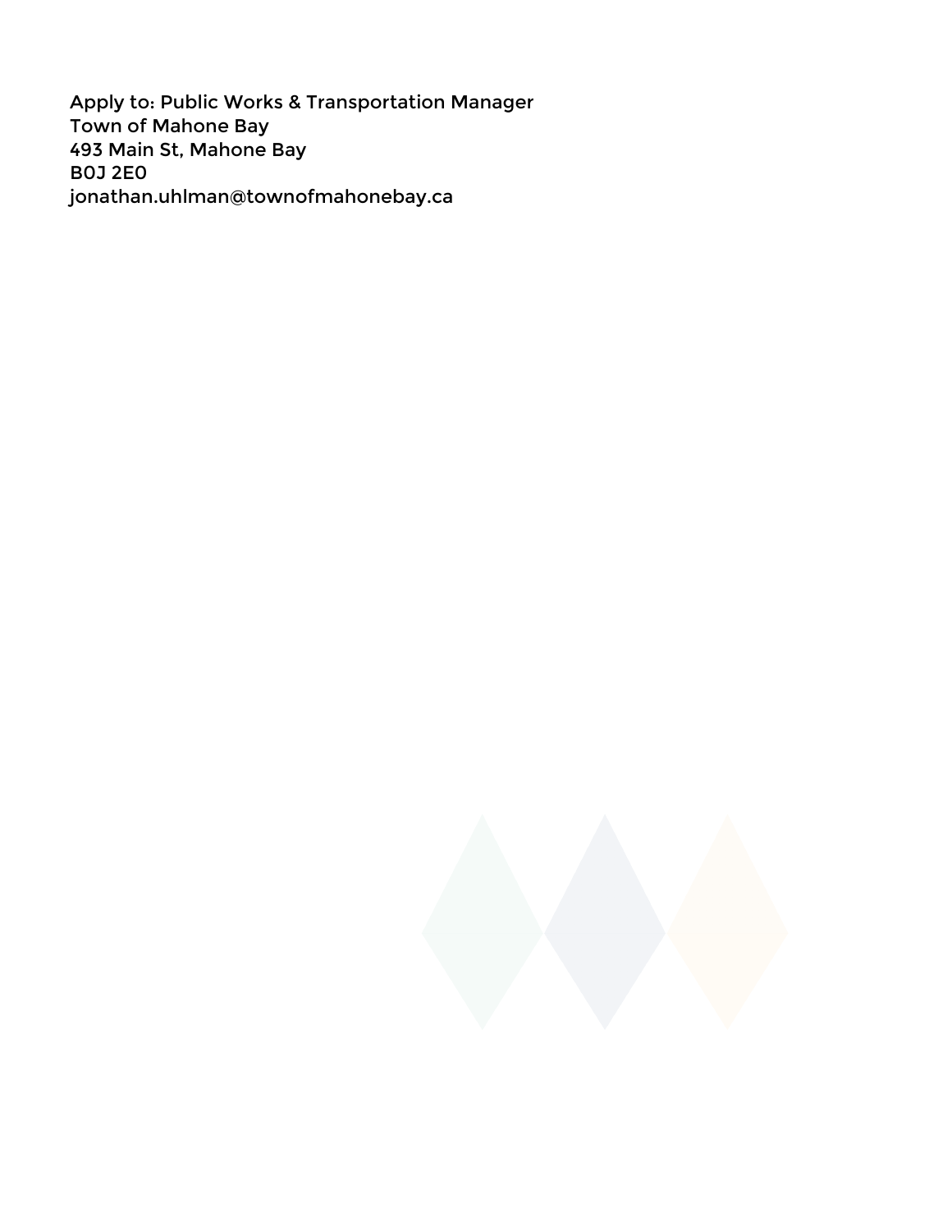Apply to: Public Works & Transportation Manager
Town of Mahone Bay
493 Main St, Mahone Bay
B0J 2E0
jonathan.uhlman@townofmahonebay.ca